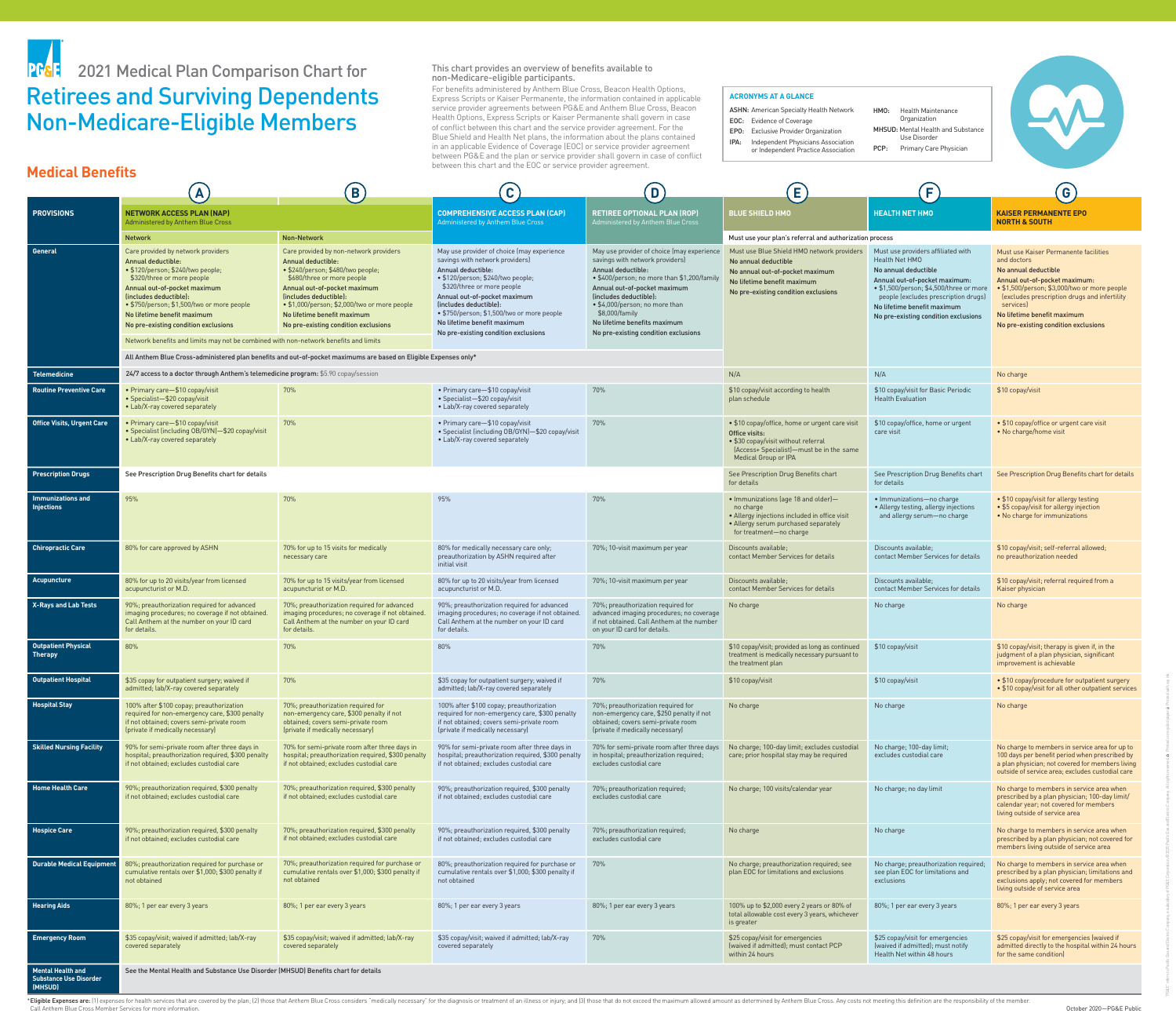# 2021 Medical Plan Comparison Chart for

# Retirees and Surviving Dependents Non-Medicare-Eligible Members

This chart provides an overview of benefits available to non-Medicare-eligible participants.

For benefits administered by Anthem Blue Cross, Beacon Health Options, Express Scripts or Kaiser Permanente, the information contained in applicable service provider agreements between PG&E and Anthem Blue Cross, Beacon Health Options, Express Scripts or Kaiser Permanente shall govern in case of conflict between this chart and the service provider agreement. For the Blue Shield and Health Net plans, the information about the plans contained in an applicable Evidence of Coverage (EOC) or service provider agreement between PG&E and the plan or service provider shall govern in case of conflict between this chart and the EOC or service provider agreement.

**ACRONYMS AT A GLANCE**

- **ASHN:** American Specialty Health Network
- **EOC:** Evidence of Coverage
- **EPO:** Exclusive Provider Organization
- **IPA:** Independent Physicians Association or Independent Practice Association
- **HMO:** Health Maintenance Organization
- **MHSUD:** Mental Health and Substance Use Disorder
- **PCP:** Primary Care Physician

## Medical Benefits

| PROVISIONS | (A) NETWORK ACCESS PLAN (NAP) Administered by Anthem Blue Cross — Network | (B) NETWORK ACCESS PLAN (NAP) Administered by Anthem Blue Cross — Non-Network | (C) COMPREHENSIVE ACCESS PLAN (CAP) Administered by Anthem Blue Cross | (D) RETIREE OPTIONAL PLAN (ROP) Administered by Anthem Blue Cross | (E) BLUE SHIELD HMO | (F) HEALTH NET HMO | (G) KAISER PERMANENTE EPO NORTH & SOUTH |
|---|---|---|---|---|---|---|---|
| | | | | | Must use your plan's referral and authorization process | | |
| **General** | Care provided by network providers<br>**Annual deductible:**<br>• $120/person; $240/two people; $320/three or more people<br>**Annual out-of-pocket maximum (includes deductible):**<br>• $750/person; $1,500/two or more people<br>**No lifetime benefit maximum**<br>**No pre-existing condition exclusions**<br>Network benefits and limits may not be combined with non-network benefits and limits | Care provided by non-network providers<br>**Annual deductible:**<br>• $240/person; $480/two people; $680/three or more people<br>**Annual out-of-pocket maximum (includes deductible):**<br>• $1,000/person; $2,000/two or more people<br>**No lifetime benefit maximum**<br>**No pre-existing condition exclusions** | May use provider of choice (may experience savings with network providers)<br>**Annual deductible:**<br>• $120/person; $240/two people; $320/three or more people<br>**Annual out-of-pocket maximum (includes deductible):**<br>• $750/person; $1,500/two or more people<br>**No lifetime benefit maximum**<br>**No pre-existing condition exclusions** | May use provider of choice (may experience savings with network providers)<br>**Annual deductible:**<br>• $400/person; no more than $1,200/family<br>**Annual out-of-pocket maximum (includes deductible):**<br>• $4,000/person; no more than $8,000/family<br>**No lifetime benefits maximum**<br>**No pre-existing condition exclusions** | Must use Blue Shield HMO network providers<br>**No annual deductible**<br>**No annual out-of-pocket maximum**<br>**No lifetime benefit maximum**<br>**No pre-existing condition exclusions** | Must use providers affiliated with Health Net HMO<br>**No annual deductible**<br>**Annual out-of-pocket maximum:**<br>• $1,500/person; $4,500/three or more people (excludes prescription drugs)<br>**No lifetime benefit maximum**<br>**No pre-existing condition exclusions** | Must use Kaiser Permanente facilities and doctors<br>**No annual deductible**<br>**Annual out-of-pocket maximum:**<br>• $1,500/person; $3,000/two or more people (excludes prescription drugs and infertility services)<br>**No lifetime benefit maximum**<br>**No pre-existing condition exclusions** |
| | **All Anthem Blue Cross-administered plan benefits and out-of-pocket maximums are based on Eligible Expenses only*** | | | | | | |
| **Telemedicine** | 24/7 access to a doctor through Anthem's telemedicine program: $5.90 copay/session | | | | N/A | N/A | No charge |
| **Routine Preventive Care** | • Primary care—$10 copay/visit<br>• Specialist—$20 copay/visit<br>• Lab/X-ray covered separately | 70% | • Primary care—$10 copay/visit<br>• Specialist—$20 copay/visit<br>• Lab/X-ray covered separately | 70% | $10 copay/visit according to health plan schedule | $10 copay/visit for Basic Periodic Health Evaluation | $10 copay/visit |
| **Office Visits, Urgent Care** | • Primary care—$10 copay/visit<br>• Specialist (including OB/GYN)—$20 copay/visit<br>• Lab/X-ray covered separately | 70% | • Primary care—$10 copay/visit<br>• Specialist (including OB/GYN)—$20 copay/visit<br>• Lab/X-ray covered separately | 70% | • $10 copay/office, home or urgent care visit<br>**Office visits:**<br>• $30 copay/visit without referral (Access+ Specialist)—must be in the same Medical Group or IPA | $10 copay/office, home or urgent care visit | • $10 copay/office or urgent care visit<br>• No charge/home visit |
| **Prescription Drugs** | See Prescription Drug Benefits chart for details | | | | See Prescription Drug Benefits chart for details | See Prescription Drug Benefits chart for details | See Prescription Drug Benefits chart for details |
| **Immunizations and Injections** | 95% | 70% | 95% | 70% | • Immunizations (age 18 and older)—no charge<br>• Allergy injections included in office visit<br>• Allergy serum purchased separately for treatment—no charge | • Immunizations—no charge<br>• Allergy testing, allergy injections and allergy serum—no charge | • $10 copay/visit for allergy testing<br>• $5 copay/visit for allergy injection<br>• No charge for immunizations |
| **Chiropractic Care** | 80% for care approved by ASHN | 70% for up to 15 visits for medically necessary care | 80% for medically necessary care only; preauthorization by ASHN required after initial visit | 70%; 10-visit maximum per year | Discounts available; contact Member Services for details | Discounts available; contact Member Services for details | $10 copay/visit; self-referral allowed; no preauthorization needed |
| **Acupuncture** | 80% for up to 20 visits/year from licensed acupuncturist or M.D. | 70% for up to 15 visits/year from licensed acupuncturist or M.D. | 80% for up to 20 visits/year from licensed acupuncturist or M.D. | 70%; 10-visit maximum per year | Discounts available; contact Member Services for details | Discounts available; contact Member Services for details | $10 copay/visit; referral required from a Kaiser physician |
| **X-Rays and Lab Tests** | 90%; preauthorization required for advanced imaging procedures; no coverage if not obtained. Call Anthem at the number on your ID card for details. | 70%; preauthorization required for advanced imaging procedures; no coverage if not obtained. Call Anthem at the number on your ID card for details. | 90%; preauthorization required for advanced imaging procedures; no coverage if not obtained. Call Anthem at the number on your ID card for details. | 70%; preauthorization required for advanced imaging procedures; no coverage if not obtained. Call Anthem at the number on your ID card for details. | No charge | No charge | No charge |
| **Outpatient Physical Therapy** | 80% | 70% | 80% | 70% | $10 copay/visit; provided as long as continued treatment is medically necessary pursuant to the treatment plan | $10 copay/visit | $10 copay/visit; therapy is given if, in the judgment of a plan physician, significant improvement is achievable |
| **Outpatient Hospital** | $35 copay for outpatient surgery; waived if admitted; lab/X-ray covered separately | 70% | $35 copay for outpatient surgery; waived if admitted; lab/X-ray covered separately | 70% | $10 copay/visit | $10 copay/visit | • $10 copay/procedure for outpatient surgery<br>• $10 copay/visit for all other outpatient services |
| **Hospital Stay** | 100% after $100 copay; preauthorization required for non-emergency care, $300 penalty if not obtained; covers semi-private room (private if medically necessary) | 70%; preauthorization required for non-emergency care, $300 penalty if not obtained; covers semi-private room (private if medically necessary) | 100% after $100 copay; preauthorization required for non-emergency care, $300 penalty if not obtained; covers semi-private room (private if medically necessary) | 70%; preauthorization required for non-emergency care, $250 penalty if not obtained; covers semi-private room (private if medically necessary) | No charge | No charge | No charge |
| **Skilled Nursing Facility** | 90% for semi-private room after three days in hospital; preauthorization required, $300 penalty if not obtained; excludes custodial care | 70% for semi-private room after three days in hospital; preauthorization required, $300 penalty if not obtained; excludes custodial care | 90% for semi-private room after three days in hospital; preauthorization required, $300 penalty if not obtained; excludes custodial care | 70% for semi-private room after three days in hospital; preauthorization required; excludes custodial care | No charge; 100-day limit; excludes custodial care; prior hospital stay may be required | No charge; 100-day limit; excludes custodial care | No charge to members in service area for up to 100 days per benefit period when prescribed by a plan physician; not covered for members living outside of service area; excludes custodial care |
| **Home Health Care** | 90%; preauthorization required, $300 penalty if not obtained; excludes custodial care | 70%; preauthorization required, $300 penalty if not obtained; excludes custodial care | 90%; preauthorization required, $300 penalty if not obtained; excludes custodial care | 70%; preauthorization required; excludes custodial care | No charge; 100 visits/calendar year | No charge; no day limit | No charge to members in service area when prescribed by a plan physician; 100-day limit/calendar year; not covered for members living outside of service area |
| **Hospice Care** | 90%; preauthorization required, $300 penalty if not obtained; excludes custodial care | 70%; preauthorization required, $300 penalty if not obtained; excludes custodial care | 90%; preauthorization required, $300 penalty if not obtained; excludes custodial care | 70%; preauthorization required; excludes custodial care | No charge | No charge | No charge to members in service area when prescribed by a plan physician; not covered for members living outside of service area |
| **Durable Medical Equipment** | 80%; preauthorization required for purchase or cumulative rentals over $1,000; $300 penalty if not obtained | 70%; preauthorization required for purchase or cumulative rentals over $1,000; $300 penalty if not obtained | 80%; preauthorization required for purchase or cumulative rentals over $1,000; $300 penalty if not obtained | 70% | No charge; preauthorization required; see plan EOC for limitations and exclusions | No charge; preauthorization required; see plan EOC for limitations and exclusions | No charge to members in service area when prescribed by a plan physician; limitations and exclusions apply; not covered for members living outside of service area |
| **Hearing Aids** | 80%; 1 per ear every 3 years | 80%; 1 per ear every 3 years | 80%; 1 per ear every 3 years | 80%; 1 per ear every 3 years | 100% up to $2,000 every 2 years or 80% of total allowable cost every 3 years, whichever is greater | 80%; 1 per ear every 3 years | 80%; 1 per ear every 3 years |
| **Emergency Room** | $35 copay/visit; waived if admitted; lab/X-ray covered separately | $35 copay/visit; waived if admitted; lab/X-ray covered separately | $35 copay/visit; waived if admitted; lab/X-ray covered separately | 70% | $25 copay/visit for emergencies (waived if admitted); must contact PCP within 24 hours | $25 copay/visit for emergencies (waived if admitted); must notify Health Net within 48 hours | $25 copay/visit for emergencies (waived if admitted directly to the hospital within 24 hours for the same condition) |
| **Mental Health and Substance Use Disorder (MHSUD)** | See the Mental Health and Substance Use Disorder (MHSUD) Benefits chart for details | | | | | | |

*__Eligible Expenses are:__ (1) expenses for health services that are covered by the plan; (2) those that Anthem Blue Cross considers "medically necessary" for the diagnosis or treatment of an illness or injury; and (3) those that do not exceed the maximum allowed amount as determined by Anthem Blue Cross. Any costs not meeting this definition are the responsibility of the member. Call Anthem Blue Cross Member Services for more information.

October 2020—PG&E Public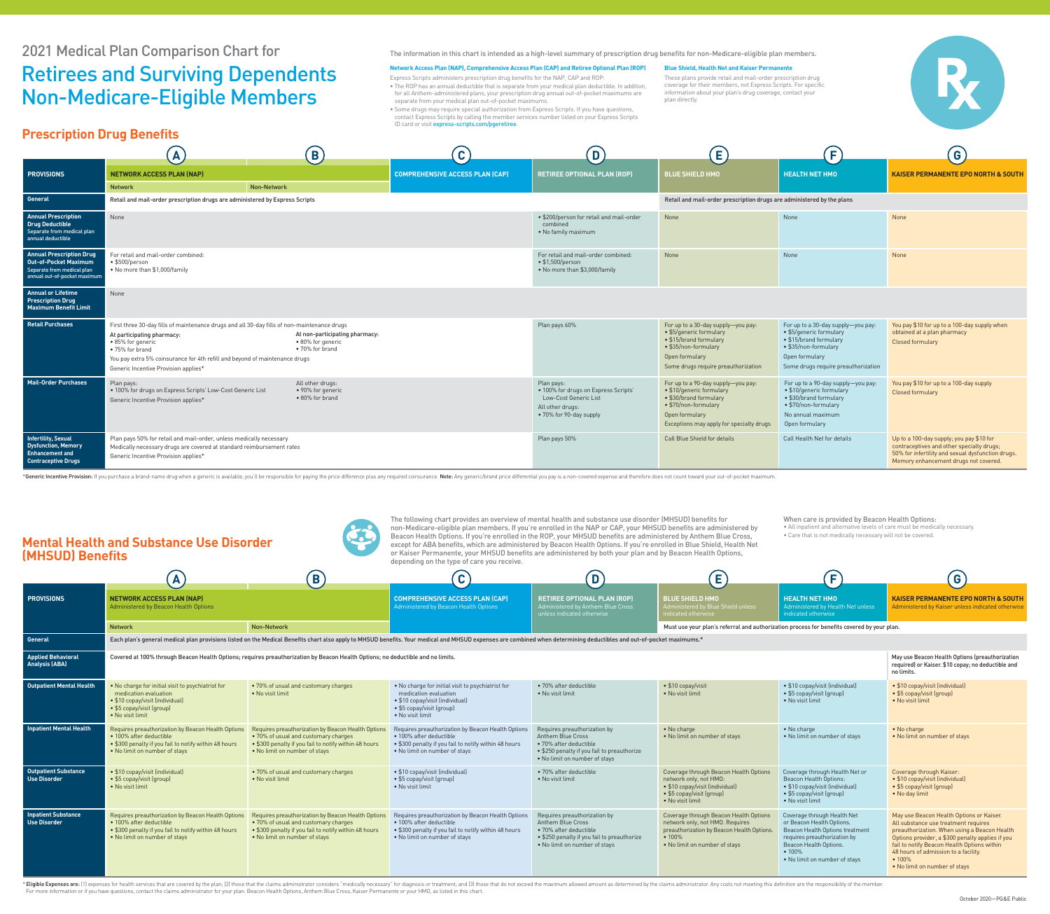# 2021 Medical Plan Comparison Chart for

# Retirees and Surviving Dependents Non-Medicare-Eligible Members

## Prescription Drug Benefits

The information in this chart is intended as a high-level summary of prescription drug benefits for non-Medicare-eligible plan members.

**Network Access Plan (NAP), Comprehensive Access Plan (CAP) and Retiree Optional Plan (ROP)**

Express Scripts administers prescription drug benefits for the NAP, CAP and ROP:

- The ROP has an annual deductible that is separate from your medical plan deductible. In addition, for all Anthem-administered plans, your prescription drug annual out-of-pocket maximums are separate from your medical plan out-of-pocket maximums.
- Some drugs may require special authorization from Express Scripts. If you have questions, contact Express Scripts by calling the member services number listed on your Express Scripts ID card or visit express-scripts.com/pgeretiree.

**Blue Shield, Health Net and Kaiser Permanente**

These plans provide retail and mail-order prescription drug coverage for their members, not Express Scripts. For specific information about your plan's drug coverage, contact your plan directly.

| PROVISIONS | (A) NETWORK ACCESS PLAN (NAP) — Network | (B) NETWORK ACCESS PLAN (NAP) — Non-Network | (C) COMPREHENSIVE ACCESS PLAN (CAP) | (D) RETIREE OPTIONAL PLAN (ROP) | (E) BLUE SHIELD HMO | (F) HEALTH NET HMO | (G) KAISER PERMANENTE EPO NORTH & SOUTH |
|---|---|---|---|---|---|---|---|
| **General** | Retail and mail-order prescription drugs are administered by Express Scripts | | | | Retail and mail-order prescription drugs are administered by the plans | | |
| **Annual Prescription Drug Deductible** Separate from medical plan annual deductible | None | | | • $200/person for retail and mail-order combined<br>• No family maximum | None | None | None |
| **Annual Prescription Drug Out-of-Pocket Maximum** Separate from medical plan annual out-of-pocket maximum | For retail and mail-order combined:<br>• $500/person<br>• No more than $1,000/family | | | For retail and mail-order combined:<br>• $1,500/person<br>• No more than $3,000/family | None | None | None |
| **Annual or Lifetime Prescription Drug Maximum Benefit Limit** | None | | | | | | |
| **Retail Purchases** | First three 30-day fills of maintenance drugs and all 30-day fills of non-maintenance drugs<br>At participating pharmacy:<br>• 85% for generic<br>• 75% for brand<br>At non-participating pharmacy:<br>• 80% for generic<br>• 70% for brand<br>You pay extra 5% coinsurance for 4th refill and beyond of maintenance drugs<br>Generic Incentive Provision applies* | | | Plan pays 60% | For up to a 30-day supply—you pay:<br>• $5/generic formulary<br>• $15/brand formulary<br>• $35/non-formulary<br>Open formulary<br>Some drugs require preauthorization | For up to a 30-day supply—you pay:<br>• $5/generic formulary<br>• $15/brand formulary<br>• $35/non-formulary<br>Open formulary<br>Some drugs require preauthorization | You pay $10 for up to a 100-day supply when obtained at a plan pharmacy<br>Closed formulary |
| **Mail-Order Purchases** | Plan pays:<br>• 100% for drugs on Express Scripts' Low-Cost Generic List<br>All other drugs:<br>• 90% for generic<br>• 80% for brand<br>Generic Incentive Provision applies* | | | Plan pays:<br>• 100% for drugs on Express Scripts' Low-Cost Generic List<br>All other drugs:<br>• 70% for 90-day supply | For up to a 90-day supply—you pay:<br>• $10/generic formulary<br>• $30/brand formulary<br>• $70/non-formulary<br>Open formulary<br>Exceptions may apply for specialty drugs | For up to a 90-day supply—you pay:<br>• $10/generic formulary<br>• $30/brand formulary<br>• $70/non-formulary<br>No annual maximum<br>Open formulary | You pay $10 for up to a 100-day supply<br>Closed formulary |
| **Infertility, Sexual Dysfunction, Memory Enhancement and Contraceptive Drugs** | Plan pays 50% for retail and mail-order, unless medically necessary<br>Medically necessary drugs are covered at standard reimbursement rates<br>Generic Incentive Provision applies* | | | Plan pays 50% | Call Blue Shield for details | Call Health Net for details | Up to a 100-day supply; you pay $10 for contraceptives and other specialty drugs; 50% for infertility and sexual dysfunction drugs. Memory enhancement drugs not covered. |

*Generic Incentive Provision: If you purchase a brand-name drug when a generic is available, you'll be responsible for paying the price difference plus any required coinsurance. Note: Any generic/brand price differential you pay is a non-covered expense and therefore does not count toward your out-of-pocket maximum.

## Mental Health and Substance Use Disorder (MHSUD) Benefits

The following chart provides an overview of mental health and substance use disorder (MHSUD) benefits for non-Medicare-eligible plan members. If you're enrolled in the NAP or CAP, your MHSUD benefits are administered by Beacon Health Options. If you're enrolled in the ROP, your MHSUD benefits are administered by Anthem Blue Cross, except for ABA benefits, which are administered by Beacon Health Options. If you're enrolled in Blue Shield, Health Net or Kaiser Permanente, your MHSUD benefits are administered by both your plan and by Beacon Health Options, depending on the type of care you receive.

When care is provided by Beacon Health Options:

- All inpatient and alternative levels of care must be medically necessary.
- Care that is not medically necessary will not be covered.

| PROVISIONS | (A) NETWORK ACCESS PLAN (NAP) Administered by Beacon Health Options — Network | (B) NETWORK ACCESS PLAN (NAP) — Non-Network | (C) COMPREHENSIVE ACCESS PLAN (CAP) Administered by Beacon Health Options | (D) RETIREE OPTIONAL PLAN (ROP) Administered by Anthem Blue Cross unless indicated otherwise | (E) BLUE SHIELD HMO Administered by Blue Shield unless indicated otherwise | (F) HEALTH NET HMO Administered by Health Net unless indicated otherwise | (G) KAISER PERMANENTE EPO NORTH & SOUTH Administered by Kaiser unless indicated otherwise |
|---|---|---|---|---|---|---|---|
| | | | | | Must use your plan's referral and authorization process for benefits covered by your plan. | | |
| **General** | Each plan's general medical plan provisions listed on the Medical Benefits chart also apply to MHSUD benefits. Your medical and MHSUD expenses are combined when determining deductibles and out-of-pocket maximums.* | | | | | | |
| **Applied Behavioral Analysis (ABA)** | Covered at 100% through Beacon Health Options; requires preauthorization by Beacon Health Options; no deductible and no limits. | | | | | | May use Beacon Health Options (preauthorization required) or Kaiser. $10 copay; no deductible and no limits. |
| **Outpatient Mental Health** | • No charge for initial visit to psychiatrist for medication evaluation<br>• $10 copay/visit (individual)<br>• $5 copay/visit (group)<br>• No visit limit | • 70% of usual and customary charges<br>• No visit limit | • No charge for initial visit to psychiatrist for medication evaluation<br>• $10 copay/visit (individual)<br>• $5 copay/visit (group)<br>• No visit limit | • 70% after deductible<br>• No visit limit | • $10 copay/visit<br>• No visit limit | • $10 copay/visit (individual)<br>• $5 copay/visit (group)<br>• No visit limit | • $10 copay/visit (individual)<br>• $5 copay/visit (group)<br>• No visit limit |
| **Inpatient Mental Health** | Requires preauthorization by Beacon Health Options<br>• 100% after deductible<br>• $300 penalty if you fail to notify within 48 hours<br>• No limit on number of stays | Requires preauthorization by Beacon Health Options<br>• 70% of usual and customary charges<br>• $300 penalty if you fail to notify within 48 hours<br>• No limit on number of stays | Requires preauthorization by Beacon Health Options<br>• 100% after deductible<br>• $300 penalty if you fail to notify within 48 hours<br>• No limit on number of stays | Requires preauthorization by Anthem Blue Cross<br>• 70% after deductible<br>• $250 penalty if you fail to preauthorize<br>• No limit on number of stays | • No charge<br>• No limit on number of stays | • No charge<br>• No limit on number of stays | • No charge<br>• No limit on number of stays |
| **Outpatient Substance Use Disorder** | • $10 copay/visit (individual)<br>• $5 copay/visit (group)<br>• No visit limit | • 70% of usual and customary charges<br>• No visit limit | • $10 copay/visit (individual)<br>• $5 copay/visit (group)<br>• No visit limit | • 70% after deductible<br>• No visit limit | Coverage through Beacon Health Options network only, not HMO:<br>• $10 copay/visit (individual)<br>• $5 copay/visit (group)<br>• No visit limit | Coverage through Health Net or Beacon Health Options:<br>• $10 copay/visit (individual)<br>• $5 copay/visit (group)<br>• No visit limit | Coverage through Kaiser:<br>• $10 copay/visit (individual)<br>• $5 copay/visit (group)<br>• No day limit |
| **Inpatient Substance Use Disorder** | Requires preauthorization by Beacon Health Options<br>• 100% after deductible<br>• $300 penalty if you fail to notify within 48 hours<br>• No limit on number of stays | Requires preauthorization by Beacon Health Options<br>• 70% of usual and customary charges<br>• $300 penalty if you fail to notify within 48 hours<br>• No limit on number of stays | Requires preauthorization by Beacon Health Options<br>• 100% after deductible<br>• $300 penalty if you fail to notify within 48 hours<br>• No limit on number of stays | Requires preauthorization by Anthem Blue Cross<br>• 70% after deductible<br>• $250 penalty if you fail to preauthorize<br>• No limit on number of stays | Coverage through Beacon Health Options network only, not HMO. Requires preauthorization by Beacon Health Options.<br>• 100%<br>• No limit on number of stays | Coverage through Health Net or Beacon Health Options. Beacon Health Options treatment requires preauthorization by Beacon Health Options.<br>• 100%<br>• No limit on number of stays | May use Beacon Health Options or Kaiser. All substance use treatment requires preauthorization. When using a Beacon Health Options provider, a $300 penalty applies if you fail to notify Beacon Health Options within 48 hours of admission to a facility.<br>• 100%<br>• No limit on number of stays |

* Eligible Expenses are: (1) expenses for health services that are covered by the plan; (2) those that the claims administrator considers "medically necessary" for diagnosis or treatment; and (3) those that do not exceed the maximum allowed amount as determined by the claims administrator. Any costs not meeting this definition are the responsibility of the member.
For more information or if you have questions, contact the claims administrator for your plan: Beacon Health Options, Anthem Blue Cross, Kaiser Permanente or your HMO, as listed in this chart.

October 2020—PG&E Public